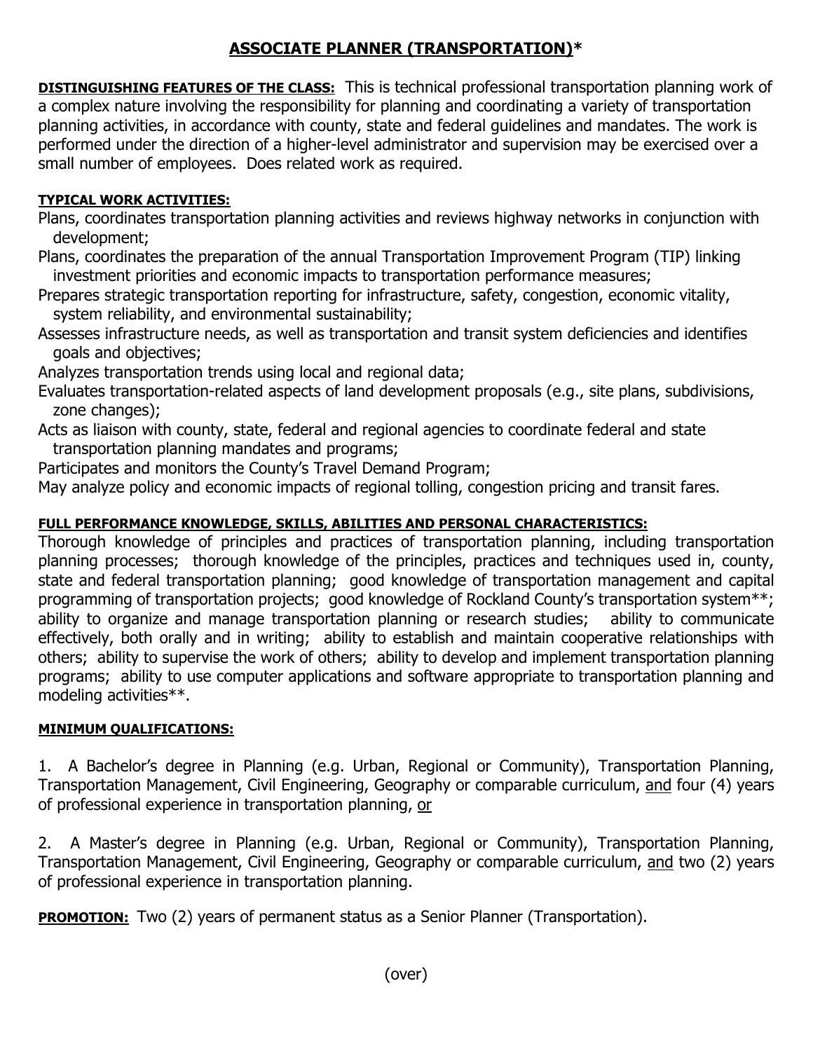# ASSOCIATE PLANNER (TRANSPORTATION)*

**DISTINGUISHING FEATURES OF THE CLASS:** This is technical professional transportation planning work of a complex nature involving the responsibility for planning and coordinating a variety of transportation planning activities, in accordance with county, state and federal guidelines and mandates. The work is performed under the direction of a higher-level administrator and supervision may be exercised over a small number of employees. Does related work as required.

**TYPICAL WORK ACTIVITIES:**

Plans, coordinates transportation planning activities and reviews highway networks in conjunction with development;

Plans, coordinates the preparation of the annual Transportation Improvement Program (TIP) linking investment priorities and economic impacts to transportation performance measures;

Prepares strategic transportation reporting for infrastructure, safety, congestion, economic vitality, system reliability, and environmental sustainability;

Assesses infrastructure needs, as well as transportation and transit system deficiencies and identifies goals and objectives;

Analyzes transportation trends using local and regional data;

Evaluates transportation-related aspects of land development proposals (e.g., site plans, subdivisions, zone changes);

Acts as liaison with county, state, federal and regional agencies to coordinate federal and state transportation planning mandates and programs;

Participates and monitors the County's Travel Demand Program;

May analyze policy and economic impacts of regional tolling, congestion pricing and transit fares.

**FULL PERFORMANCE KNOWLEDGE, SKILLS, ABILITIES AND PERSONAL CHARACTERISTICS:**

Thorough knowledge of principles and practices of transportation planning, including transportation planning processes; thorough knowledge of the principles, practices and techniques used in, county, state and federal transportation planning; good knowledge of transportation management and capital programming of transportation projects; good knowledge of Rockland County's transportation system**; ability to organize and manage transportation planning or research studies; ability to communicate effectively, both orally and in writing; ability to establish and maintain cooperative relationships with others; ability to supervise the work of others; ability to develop and implement transportation planning programs; ability to use computer applications and software appropriate to transportation planning and modeling activities**.

**MINIMUM QUALIFICATIONS:**

1. A Bachelor's degree in Planning (e.g. Urban, Regional or Community), Transportation Planning, Transportation Management, Civil Engineering, Geography or comparable curriculum, <u>and</u> four (4) years of professional experience in transportation planning, <u>or</u>

2. A Master's degree in Planning (e.g. Urban, Regional or Community), Transportation Planning, Transportation Management, Civil Engineering, Geography or comparable curriculum, <u>and</u> two (2) years of professional experience in transportation planning.

**PROMOTION:** Two (2) years of permanent status as a Senior Planner (Transportation).

(over)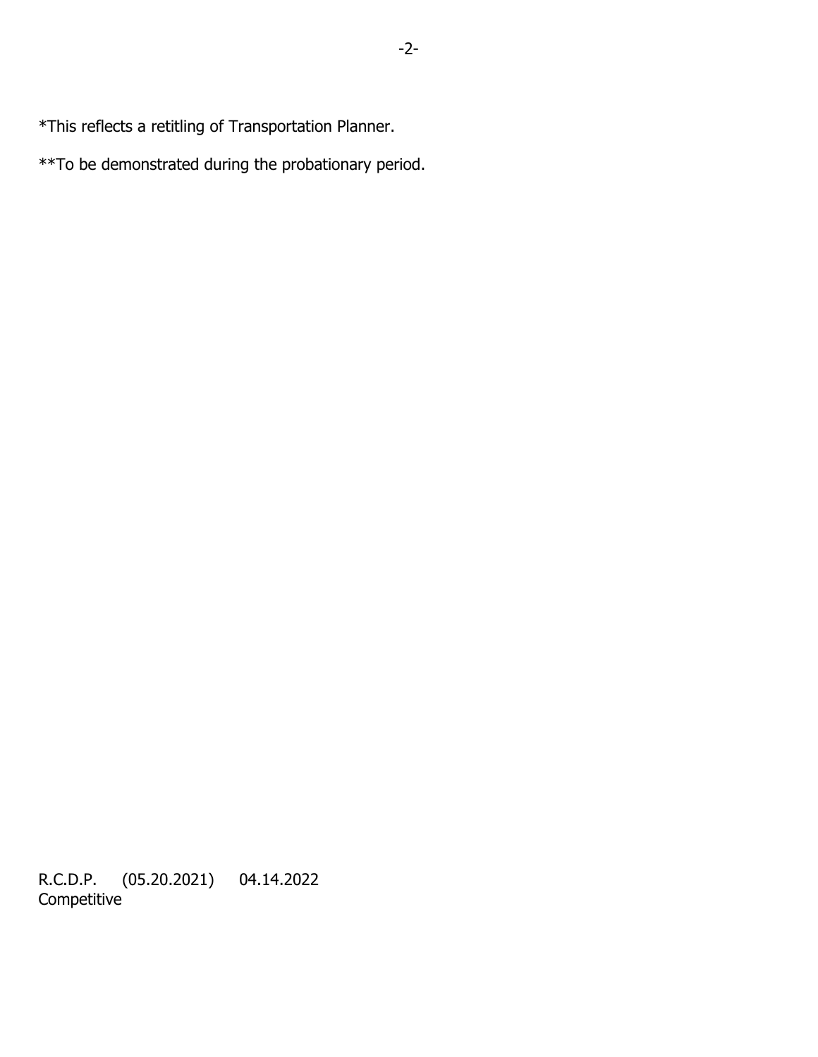*This reflects a retitling of Transportation Planner.

**To be demonstrated during the probationary period.

R.C.D.P. (05.20.2021) 04.14.2022
Competitive